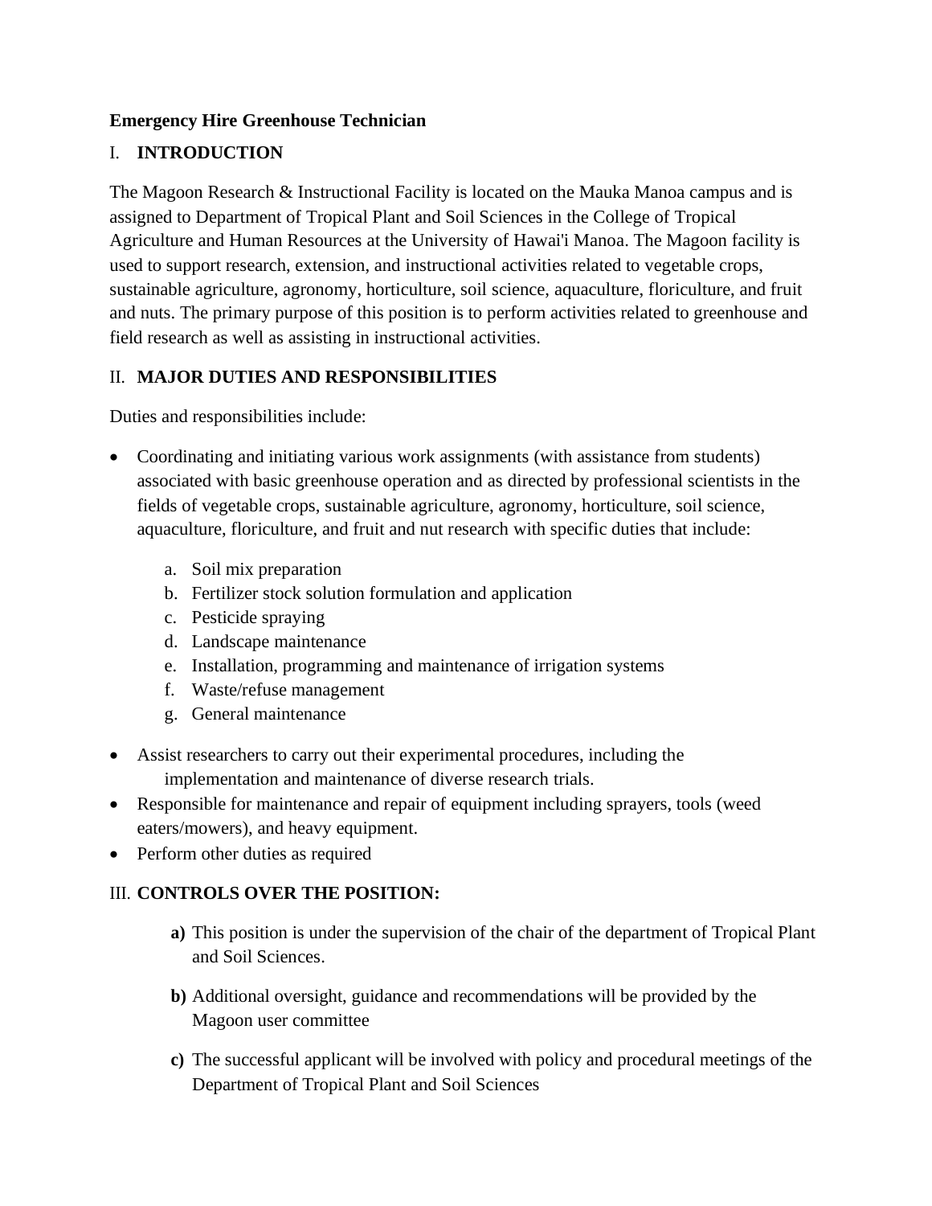**Emergency Hire Greenhouse Technician**

## I. INTRODUCTION

The Magoon Research & Instructional Facility is located on the Mauka Manoa campus and is assigned to Department of Tropical Plant and Soil Sciences in the College of Tropical Agriculture and Human Resources at the University of Hawai'i Manoa. The Magoon facility is used to support research, extension, and instructional activities related to vegetable crops, sustainable agriculture, agronomy, horticulture, soil science, aquaculture, floriculture, and fruit and nuts. The primary purpose of this position is to perform activities related to greenhouse and field research as well as assisting in instructional activities.

## II. MAJOR DUTIES AND RESPONSIBILITIES

Duties and responsibilities include:

- Coordinating and initiating various work assignments (with assistance from students) associated with basic greenhouse operation and as directed by professional scientists in the fields of vegetable crops, sustainable agriculture, agronomy, horticulture, soil science, aquaculture, floriculture, and fruit and nut research with specific duties that include:
    a. Soil mix preparation
    b. Fertilizer stock solution formulation and application
    c. Pesticide spraying
    d. Landscape maintenance
    e. Installation, programming and maintenance of irrigation systems
    f. Waste/refuse management
    g. General maintenance
- Assist researchers to carry out their experimental procedures, including the implementation and maintenance of diverse research trials.
- Responsible for maintenance and repair of equipment including sprayers, tools (weed eaters/mowers), and heavy equipment.
- Perform other duties as required

## III. CONTROLS OVER THE POSITION:

**a)** This position is under the supervision of the chair of the department of Tropical Plant and Soil Sciences.

**b)** Additional oversight, guidance and recommendations will be provided by the Magoon user committee

**c)** The successful applicant will be involved with policy and procedural meetings of the Department of Tropical Plant and Soil Sciences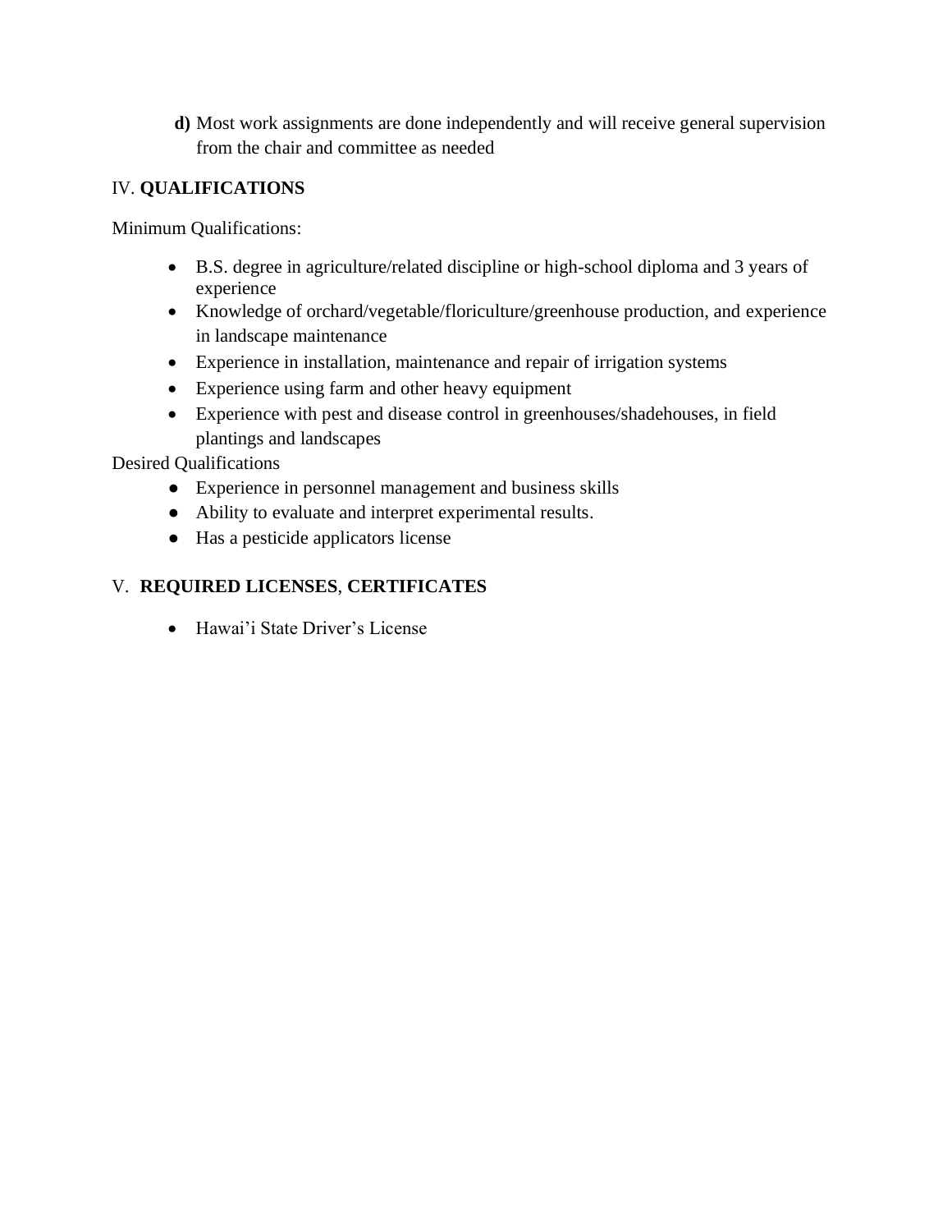**d)** Most work assignments are done independently and will receive general supervision from the chair and committee as needed

## IV. **QUALIFICATIONS**

Minimum Qualifications:

- B.S. degree in agriculture/related discipline or high-school diploma and 3 years of experience
- Knowledge of orchard/vegetable/floriculture/greenhouse production, and experience in landscape maintenance
- Experience in installation, maintenance and repair of irrigation systems
- Experience using farm and other heavy equipment
- Experience with pest and disease control in greenhouses/shadehouses, in field plantings and landscapes

Desired Qualifications

- Experience in personnel management and business skills
- Ability to evaluate and interpret experimental results.
- Has a pesticide applicators license

## V. **REQUIRED LICENSES**, **CERTIFICATES**

- Hawai'i State Driver's License